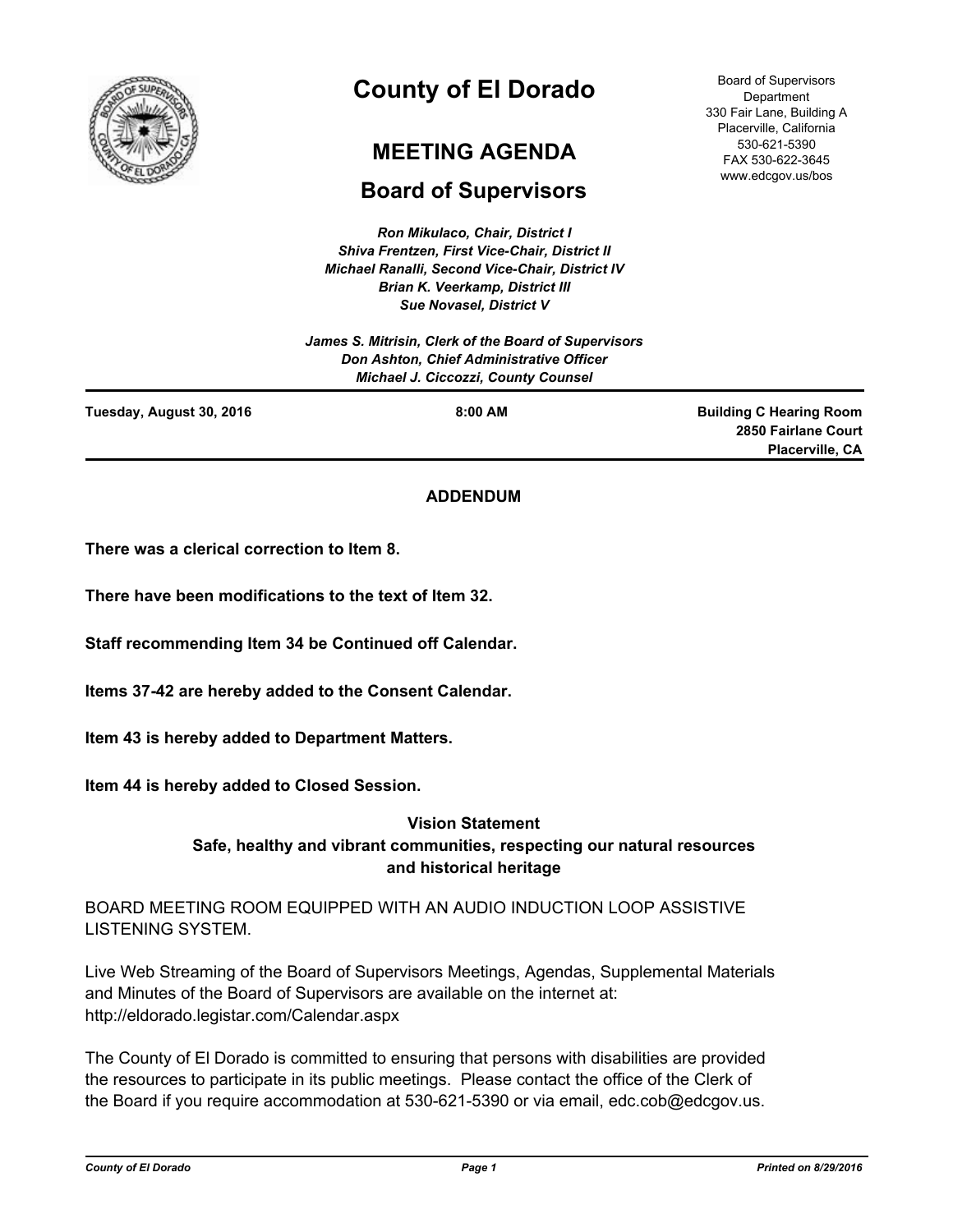# County of El Dorado

## MEETING AGENDA

## Board of Supervisors

Board of Supervisors Department
330 Fair Lane, Building A
Placerville, California
530-621-5390
FAX 530-622-3645
www.edcgov.us/bos

*Ron Mikulaco, Chair, District I*
*Shiva Frentzen, First Vice-Chair, District II*
*Michael Ranalli, Second Vice-Chair, District IV*
*Brian K. Veerkamp, District III*
*Sue Novasel, District V*

*James S. Mitrisin, Clerk of the Board of Supervisors*
*Don Ashton, Chief Administrative Officer*
*Michael J. Ciccozzi, County Counsel*

**Tuesday, August 30, 2016** | **8:00 AM** | **Building C Hearing Room, 2850 Fairlane Court, Placerville, CA**

**ADDENDUM**

**There was a clerical correction to Item 8.**

**There have been modifications to the text of Item 32.**

**Staff recommending Item 34 be Continued off Calendar.**

**Items 37-42 are hereby added to the Consent Calendar.**

**Item 43 is hereby added to Department Matters.**

**Item 44 is hereby added to Closed Session.**

**Vision Statement**
**Safe, healthy and vibrant communities, respecting our natural resources and historical heritage**

BOARD MEETING ROOM EQUIPPED WITH AN AUDIO INDUCTION LOOP ASSISTIVE LISTENING SYSTEM.

Live Web Streaming of the Board of Supervisors Meetings, Agendas, Supplemental Materials and Minutes of the Board of Supervisors are available on the internet at: http://eldorado.legistar.com/Calendar.aspx

The County of El Dorado is committed to ensuring that persons with disabilities are provided the resources to participate in its public meetings. Please contact the office of the Clerk of the Board if you require accommodation at 530-621-5390 or via email, edc.cob@edcgov.us.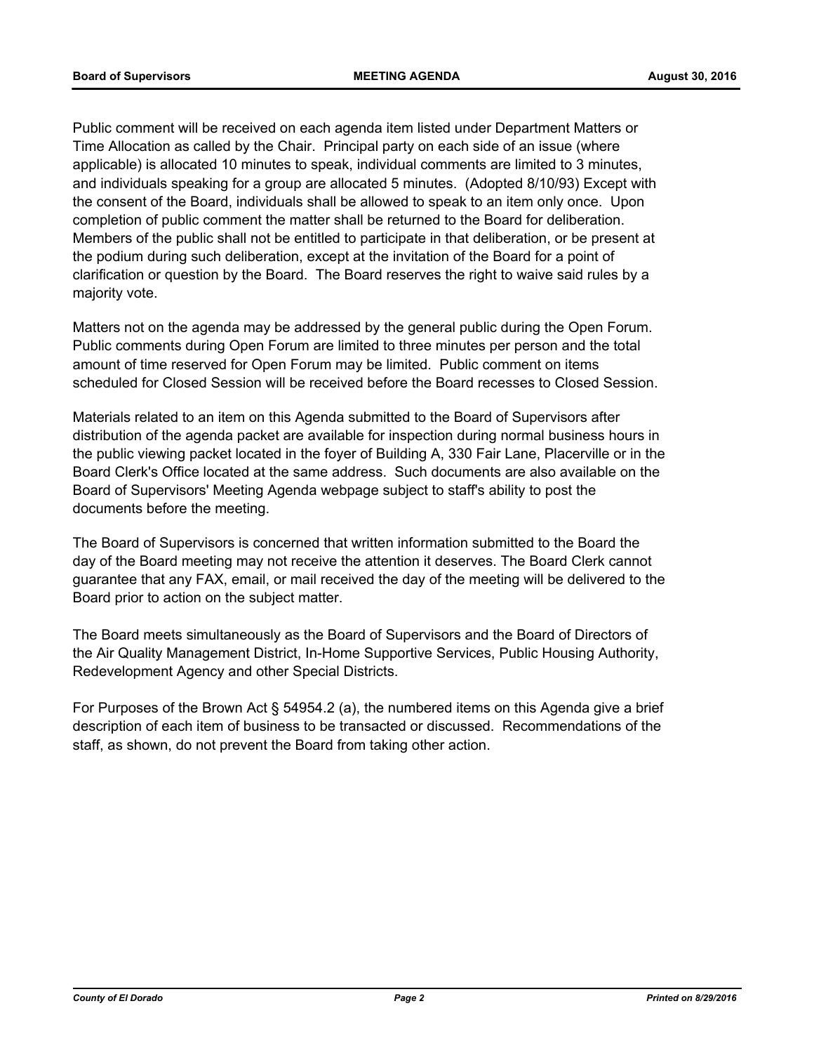Public comment will be received on each agenda item listed under Department Matters or Time Allocation as called by the Chair. Principal party on each side of an issue (where applicable) is allocated 10 minutes to speak, individual comments are limited to 3 minutes, and individuals speaking for a group are allocated 5 minutes. (Adopted 8/10/93) Except with the consent of the Board, individuals shall be allowed to speak to an item only once. Upon completion of public comment the matter shall be returned to the Board for deliberation. Members of the public shall not be entitled to participate in that deliberation, or be present at the podium during such deliberation, except at the invitation of the Board for a point of clarification or question by the Board. The Board reserves the right to waive said rules by a majority vote.

Matters not on the agenda may be addressed by the general public during the Open Forum. Public comments during Open Forum are limited to three minutes per person and the total amount of time reserved for Open Forum may be limited. Public comment on items scheduled for Closed Session will be received before the Board recesses to Closed Session.

Materials related to an item on this Agenda submitted to the Board of Supervisors after distribution of the agenda packet are available for inspection during normal business hours in the public viewing packet located in the foyer of Building A, 330 Fair Lane, Placerville or in the Board Clerk's Office located at the same address. Such documents are also available on the Board of Supervisors' Meeting Agenda webpage subject to staff's ability to post the documents before the meeting.

The Board of Supervisors is concerned that written information submitted to the Board the day of the Board meeting may not receive the attention it deserves. The Board Clerk cannot guarantee that any FAX, email, or mail received the day of the meeting will be delivered to the Board prior to action on the subject matter.

The Board meets simultaneously as the Board of Supervisors and the Board of Directors of the Air Quality Management District, In-Home Supportive Services, Public Housing Authority, Redevelopment Agency and other Special Districts.

For Purposes of the Brown Act § 54954.2 (a), the numbered items on this Agenda give a brief description of each item of business to be transacted or discussed. Recommendations of the staff, as shown, do not prevent the Board from taking other action.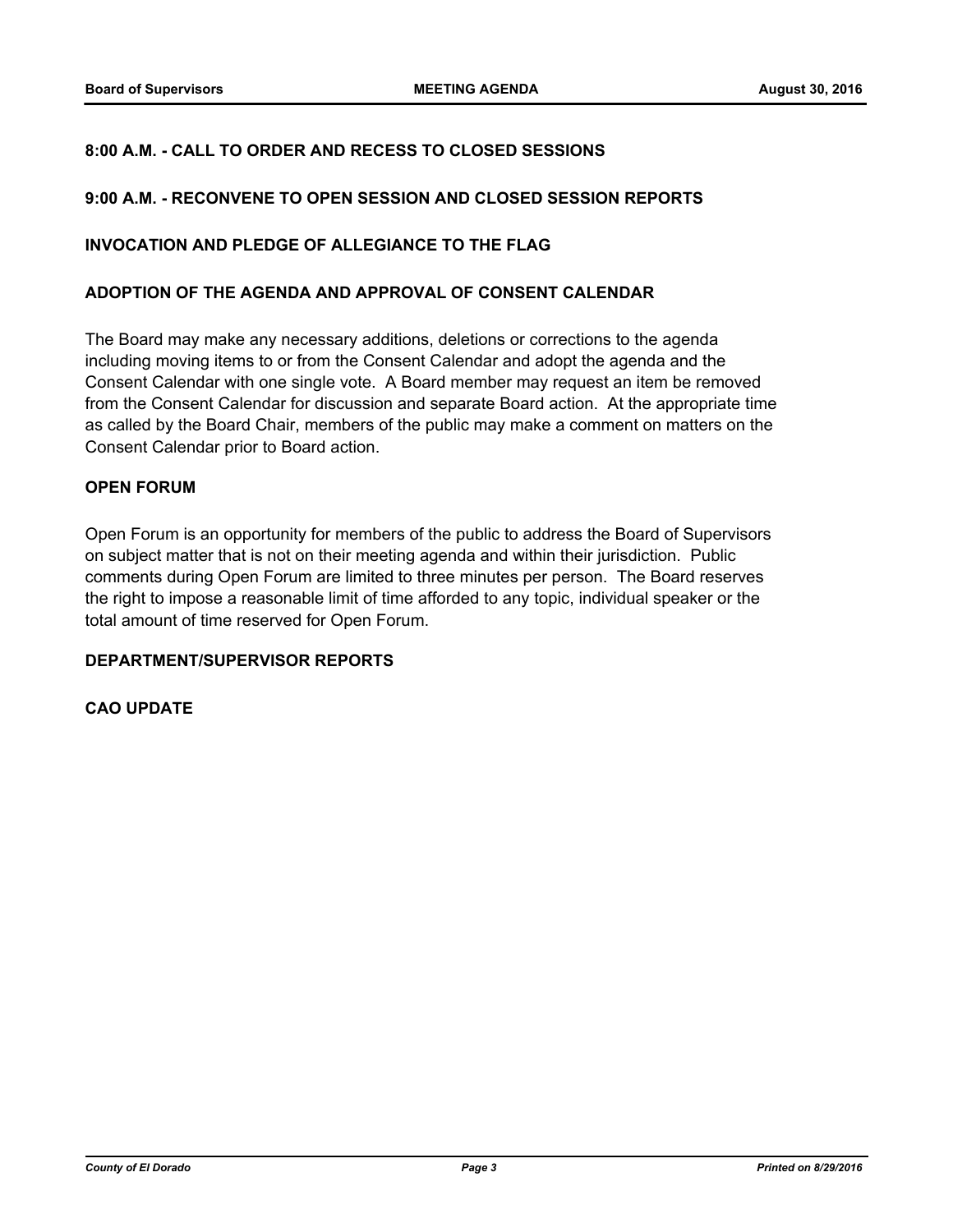**8:00 A.M. - CALL TO ORDER AND RECESS TO CLOSED SESSIONS**

**9:00 A.M. - RECONVENE TO OPEN SESSION AND CLOSED SESSION REPORTS**

**INVOCATION AND PLEDGE OF ALLEGIANCE TO THE FLAG**

**ADOPTION OF THE AGENDA AND APPROVAL OF CONSENT CALENDAR**

The Board may make any necessary additions, deletions or corrections to the agenda including moving items to or from the Consent Calendar and adopt the agenda and the Consent Calendar with one single vote. A Board member may request an item be removed from the Consent Calendar for discussion and separate Board action. At the appropriate time as called by the Board Chair, members of the public may make a comment on matters on the Consent Calendar prior to Board action.

**OPEN FORUM**

Open Forum is an opportunity for members of the public to address the Board of Supervisors on subject matter that is not on their meeting agenda and within their jurisdiction. Public comments during Open Forum are limited to three minutes per person. The Board reserves the right to impose a reasonable limit of time afforded to any topic, individual speaker or the total amount of time reserved for Open Forum.

**DEPARTMENT/SUPERVISOR REPORTS**

**CAO UPDATE**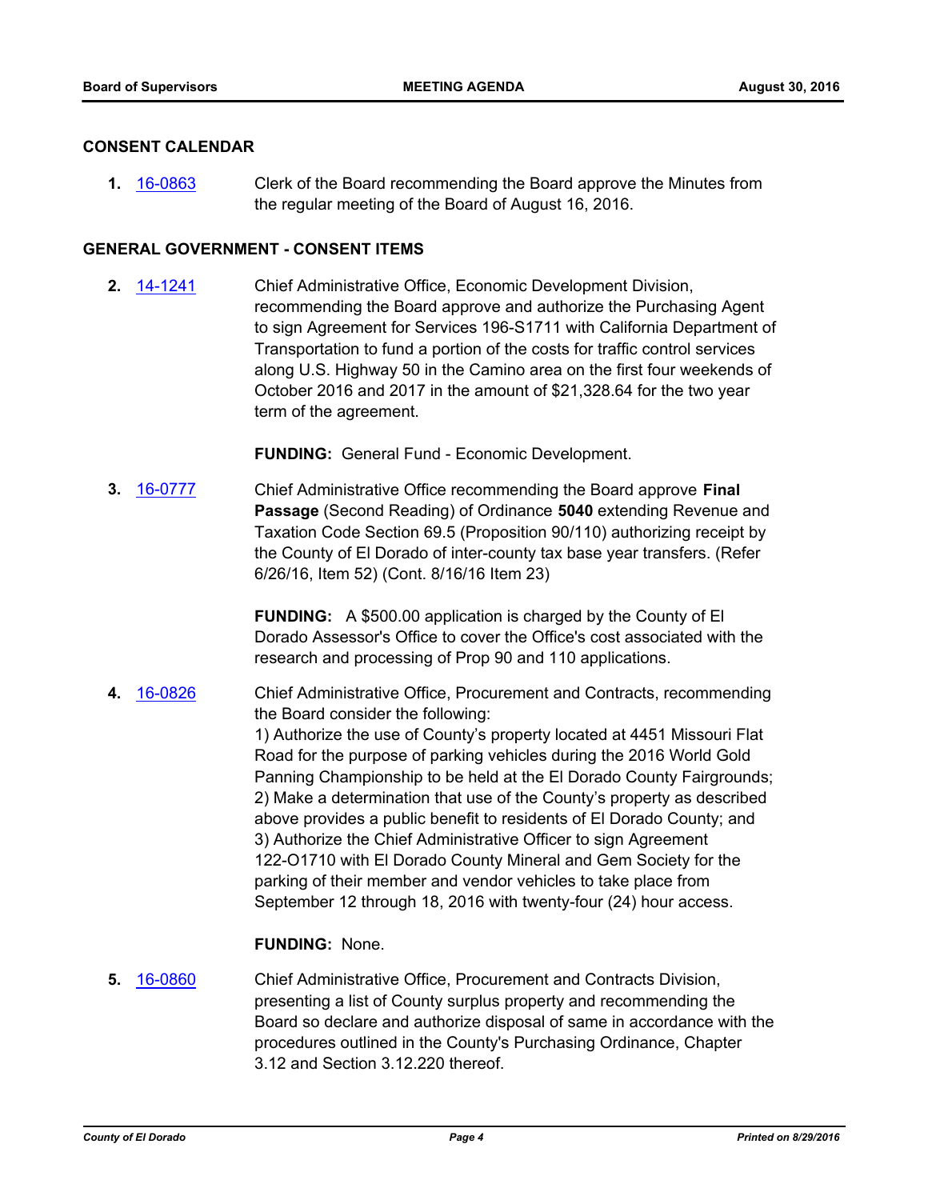## CONSENT CALENDAR

**1.** 16-0863 Clerk of the Board recommending the Board approve the Minutes from the regular meeting of the Board of August 16, 2016.

## GENERAL GOVERNMENT - CONSENT ITEMS

**2.** 14-1241 Chief Administrative Office, Economic Development Division, recommending the Board approve and authorize the Purchasing Agent to sign Agreement for Services 196-S1711 with California Department of Transportation to fund a portion of the costs for traffic control services along U.S. Highway 50 in the Camino area on the first four weekends of October 2016 and 2017 in the amount of $21,328.64 for the two year term of the agreement.

**FUNDING:** General Fund - Economic Development.

**3.** 16-0777 Chief Administrative Office recommending the Board approve **Final Passage** (Second Reading) of Ordinance **5040** extending Revenue and Taxation Code Section 69.5 (Proposition 90/110) authorizing receipt by the County of El Dorado of inter-county tax base year transfers. (Refer 6/26/16, Item 52) (Cont. 8/16/16 Item 23)

**FUNDING:** A $500.00 application is charged by the County of El Dorado Assessor's Office to cover the Office's cost associated with the research and processing of Prop 90 and 110 applications.

**4.** 16-0826 Chief Administrative Office, Procurement and Contracts, recommending the Board consider the following:
1) Authorize the use of County's property located at 4451 Missouri Flat Road for the purpose of parking vehicles during the 2016 World Gold Panning Championship to be held at the El Dorado County Fairgrounds;
2) Make a determination that use of the County's property as described above provides a public benefit to residents of El Dorado County; and
3) Authorize the Chief Administrative Officer to sign Agreement 122-O1710 with El Dorado County Mineral and Gem Society for the parking of their member and vendor vehicles to take place from September 12 through 18, 2016 with twenty-four (24) hour access.

**FUNDING:** None.

**5.** 16-0860 Chief Administrative Office, Procurement and Contracts Division, presenting a list of County surplus property and recommending the Board so declare and authorize disposal of same in accordance with the procedures outlined in the County's Purchasing Ordinance, Chapter 3.12 and Section 3.12.220 thereof.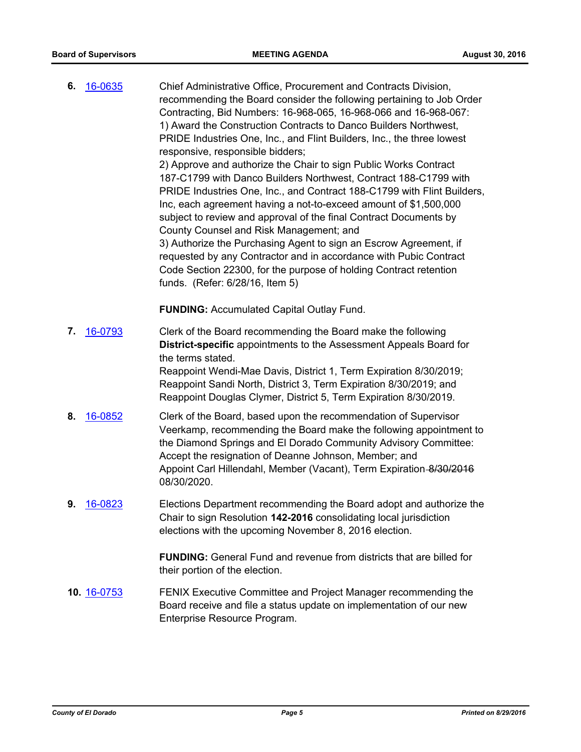**6.** 16-0635

Chief Administrative Office, Procurement and Contracts Division, recommending the Board consider the following pertaining to Job Order Contracting, Bid Numbers: 16-968-065, 16-968-066 and 16-968-067:
1) Award the Construction Contracts to Danco Builders Northwest, PRIDE Industries One, Inc., and Flint Builders, Inc., the three lowest responsive, responsible bidders;
2) Approve and authorize the Chair to sign Public Works Contract 187-C1799 with Danco Builders Northwest, Contract 188-C1799 with PRIDE Industries One, Inc., and Contract 188-C1799 with Flint Builders, Inc, each agreement having a not-to-exceed amount of $1,500,000 subject to review and approval of the final Contract Documents by County Counsel and Risk Management; and
3) Authorize the Purchasing Agent to sign an Escrow Agreement, if requested by any Contractor and in accordance with Pubic Contract Code Section 22300, for the purpose of holding Contract retention funds. (Refer: 6/28/16, Item 5)

**FUNDING:** Accumulated Capital Outlay Fund.

**7.** 16-0793

Clerk of the Board recommending the Board make the following **District-specific** appointments to the Assessment Appeals Board for the terms stated.
Reappoint Wendi-Mae Davis, District 1, Term Expiration 8/30/2019;
Reappoint Sandi North, District 3, Term Expiration 8/30/2019; and
Reappoint Douglas Clymer, District 5, Term Expiration 8/30/2019.

**8.** 16-0852

Clerk of the Board, based upon the recommendation of Supervisor Veerkamp, recommending the Board make the following appointment to the Diamond Springs and El Dorado Community Advisory Committee:
Accept the resignation of Deanne Johnson, Member; and
Appoint Carl Hillendahl, Member (Vacant), Term Expiration ~~8/30/2016~~ 08/30/2020.

**9.** 16-0823

Elections Department recommending the Board adopt and authorize the Chair to sign Resolution **142-2016** consolidating local jurisdiction elections with the upcoming November 8, 2016 election.

**FUNDING:** General Fund and revenue from districts that are billed for their portion of the election.

**10.** 16-0753

FENIX Executive Committee and Project Manager recommending the Board receive and file a status update on implementation of our new Enterprise Resource Program.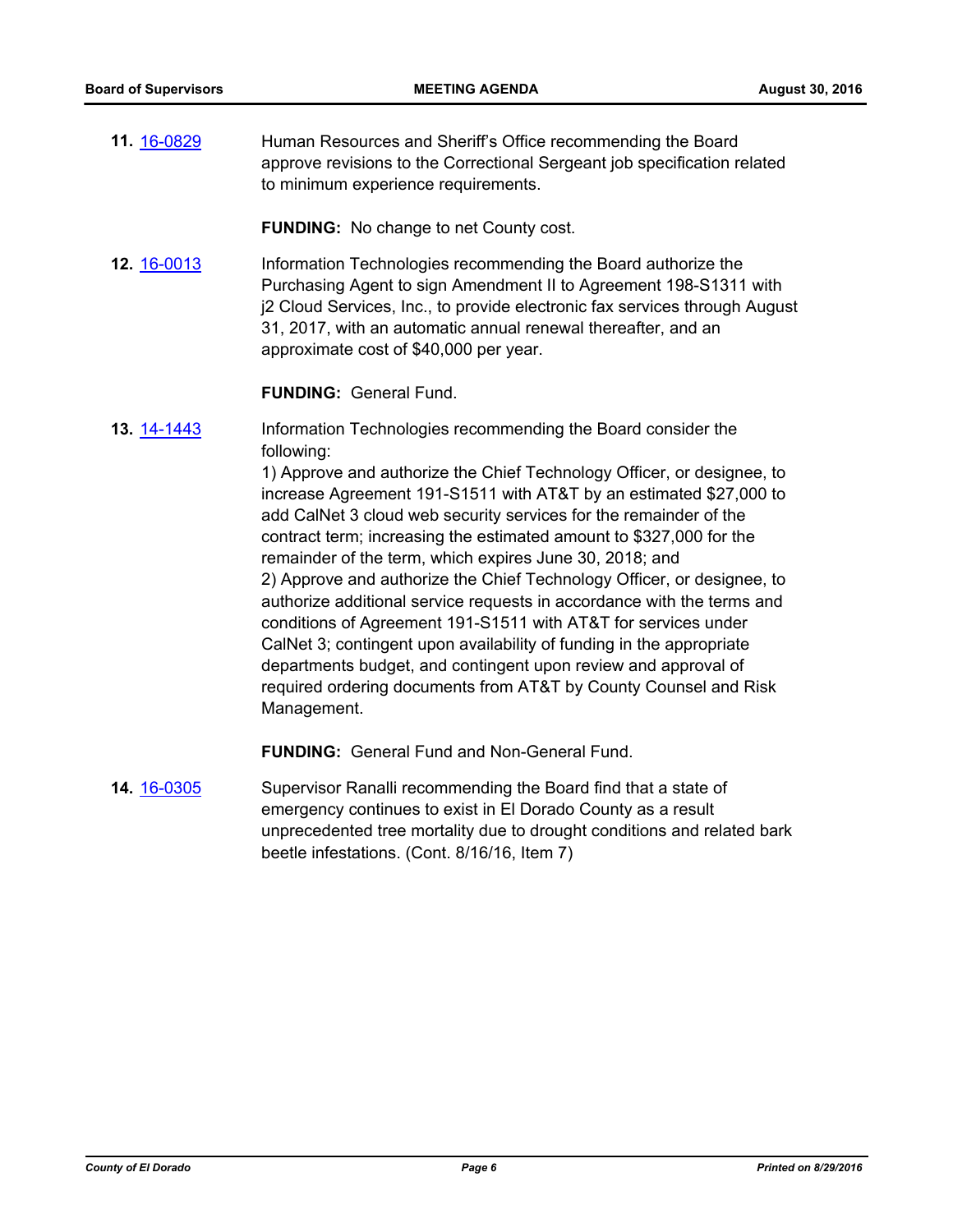**11.** 16-0829 Human Resources and Sheriff's Office recommending the Board approve revisions to the Correctional Sergeant job specification related to minimum experience requirements.

**FUNDING:** No change to net County cost.

**12.** 16-0013 Information Technologies recommending the Board authorize the Purchasing Agent to sign Amendment II to Agreement 198-S1311 with j2 Cloud Services, Inc., to provide electronic fax services through August 31, 2017, with an automatic annual renewal thereafter, and an approximate cost of $40,000 per year.

**FUNDING:** General Fund.

**13.** 14-1443 Information Technologies recommending the Board consider the following:

1) Approve and authorize the Chief Technology Officer, or designee, to increase Agreement 191-S1511 with AT&T by an estimated $27,000 to add CalNet 3 cloud web security services for the remainder of the contract term; increasing the estimated amount to $327,000 for the remainder of the term, which expires June 30, 2018; and

2) Approve and authorize the Chief Technology Officer, or designee, to authorize additional service requests in accordance with the terms and conditions of Agreement 191-S1511 with AT&T for services under CalNet 3; contingent upon availability of funding in the appropriate departments budget, and contingent upon review and approval of required ordering documents from AT&T by County Counsel and Risk Management.

**FUNDING:** General Fund and Non-General Fund.

**14.** 16-0305 Supervisor Ranalli recommending the Board find that a state of emergency continues to exist in El Dorado County as a result unprecedented tree mortality due to drought conditions and related bark beetle infestations. (Cont. 8/16/16, Item 7)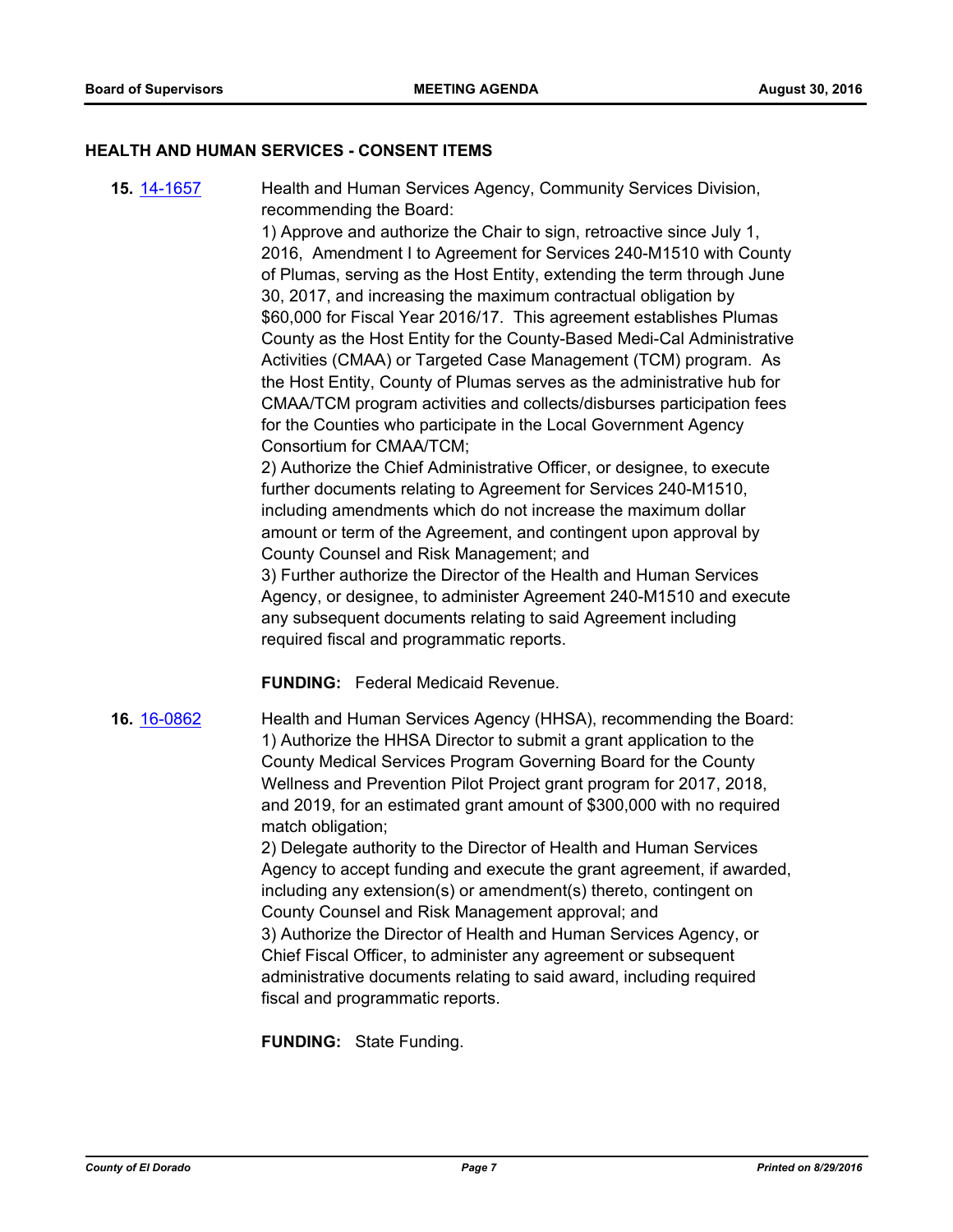## HEALTH AND HUMAN SERVICES - CONSENT ITEMS

**15.** [14-1657](14-1657) Health and Human Services Agency, Community Services Division, recommending the Board:

1) Approve and authorize the Chair to sign, retroactive since July 1, 2016, Amendment I to Agreement for Services 240-M1510 with County of Plumas, serving as the Host Entity, extending the term through June 30, 2017, and increasing the maximum contractual obligation by $60,000 for Fiscal Year 2016/17. This agreement establishes Plumas County as the Host Entity for the County-Based Medi-Cal Administrative Activities (CMAA) or Targeted Case Management (TCM) program. As the Host Entity, County of Plumas serves as the administrative hub for CMAA/TCM program activities and collects/disburses participation fees for the Counties who participate in the Local Government Agency Consortium for CMAA/TCM;

2) Authorize the Chief Administrative Officer, or designee, to execute further documents relating to Agreement for Services 240-M1510, including amendments which do not increase the maximum dollar amount or term of the Agreement, and contingent upon approval by County Counsel and Risk Management; and

3) Further authorize the Director of the Health and Human Services Agency, or designee, to administer Agreement 240-M1510 and execute any subsequent documents relating to said Agreement including required fiscal and programmatic reports.

**FUNDING:** Federal Medicaid Revenue.

**16.** [16-0862](16-0862) Health and Human Services Agency (HHSA), recommending the Board:

1) Authorize the HHSA Director to submit a grant application to the County Medical Services Program Governing Board for the County Wellness and Prevention Pilot Project grant program for 2017, 2018, and 2019, for an estimated grant amount of $300,000 with no required match obligation;

2) Delegate authority to the Director of Health and Human Services Agency to accept funding and execute the grant agreement, if awarded, including any extension(s) or amendment(s) thereto, contingent on County Counsel and Risk Management approval; and

3) Authorize the Director of Health and Human Services Agency, or Chief Fiscal Officer, to administer any agreement or subsequent administrative documents relating to said award, including required fiscal and programmatic reports.

**FUNDING:** State Funding.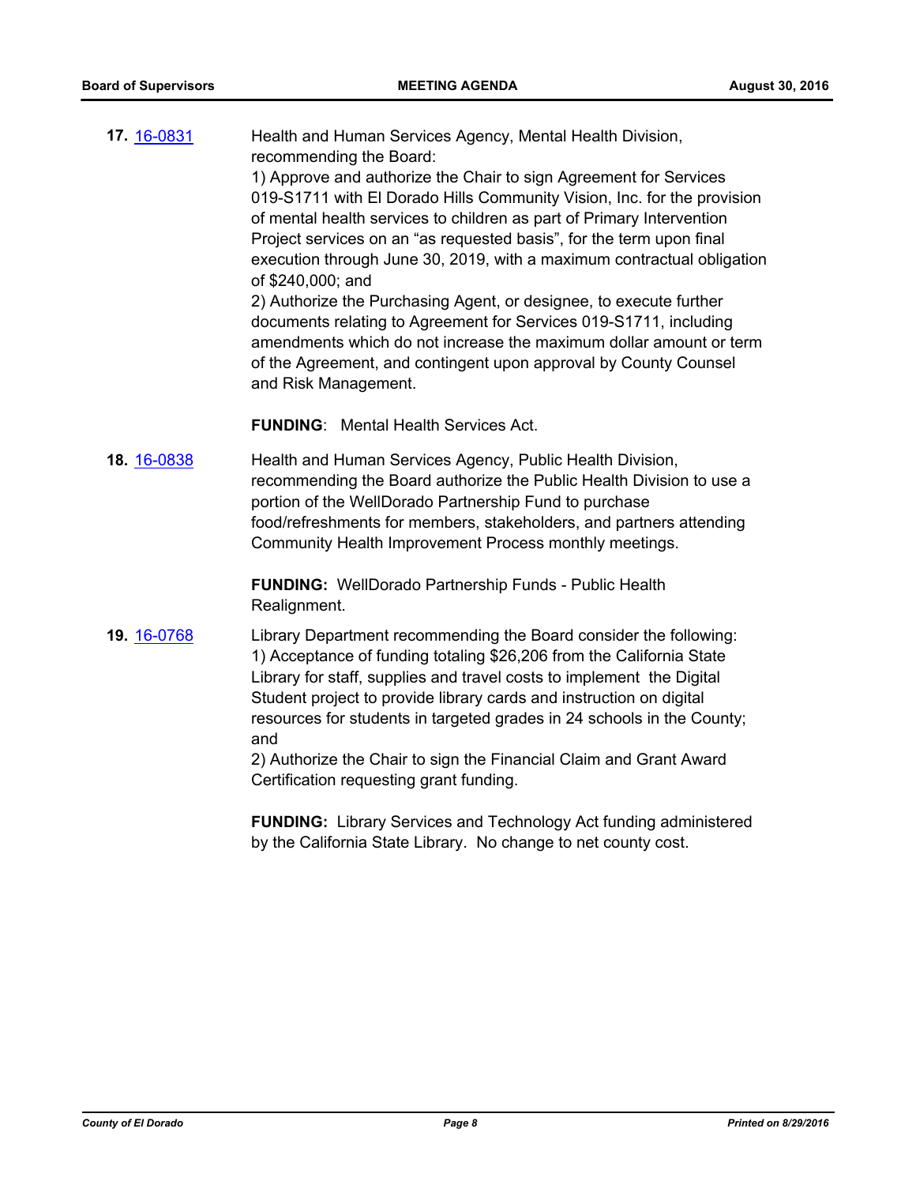**17.** [16-0831] Health and Human Services Agency, Mental Health Division, recommending the Board:

1) Approve and authorize the Chair to sign Agreement for Services 019-S1711 with El Dorado Hills Community Vision, Inc. for the provision of mental health services to children as part of Primary Intervention Project services on an "as requested basis", for the term upon final execution through June 30, 2019, with a maximum contractual obligation of $240,000; and

2) Authorize the Purchasing Agent, or designee, to execute further documents relating to Agreement for Services 019-S1711, including amendments which do not increase the maximum dollar amount or term of the Agreement, and contingent upon approval by County Counsel and Risk Management.

**FUNDING**: Mental Health Services Act.

**18.** [16-0838] Health and Human Services Agency, Public Health Division, recommending the Board authorize the Public Health Division to use a portion of the WellDorado Partnership Fund to purchase food/refreshments for members, stakeholders, and partners attending Community Health Improvement Process monthly meetings.

**FUNDING:** WellDorado Partnership Funds - Public Health Realignment.

**19.** [16-0768] Library Department recommending the Board consider the following:

1) Acceptance of funding totaling $26,206 from the California State Library for staff, supplies and travel costs to implement the Digital Student project to provide library cards and instruction on digital resources for students in targeted grades in 24 schools in the County; and

2) Authorize the Chair to sign the Financial Claim and Grant Award Certification requesting grant funding.

**FUNDING:** Library Services and Technology Act funding administered by the California State Library. No change to net county cost.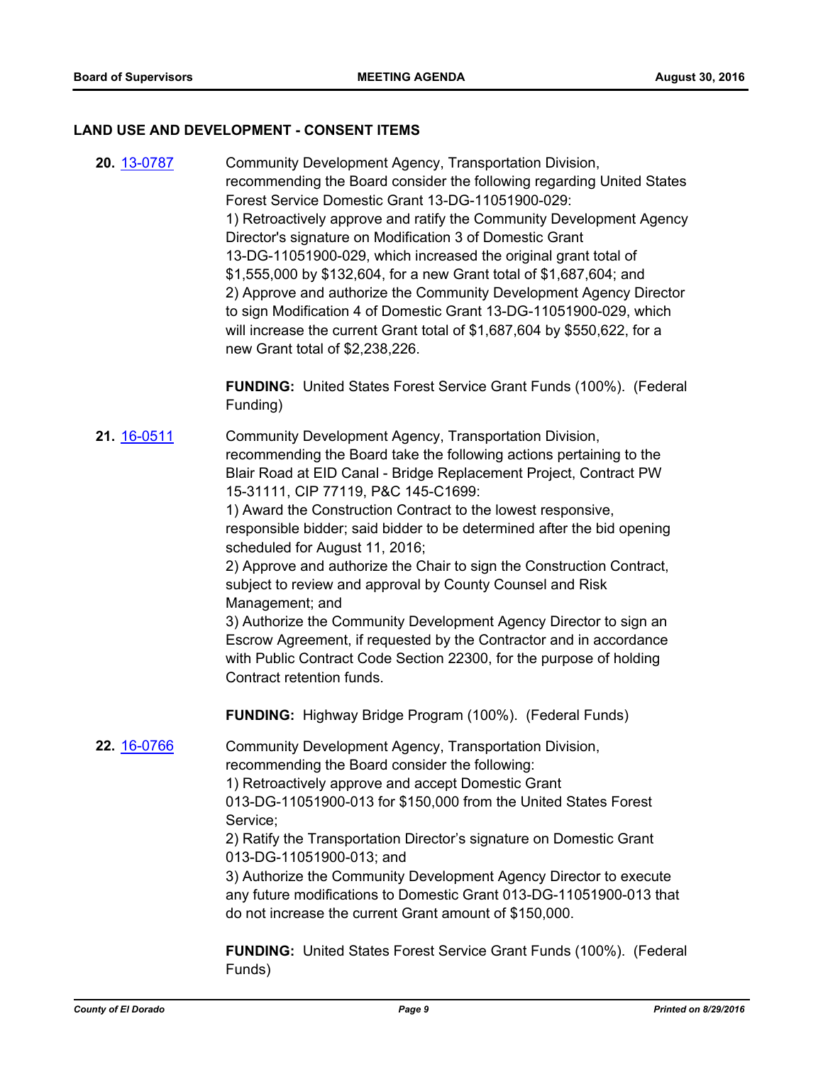## LAND USE AND DEVELOPMENT - CONSENT ITEMS

**20.** 13-0787 Community Development Agency, Transportation Division, recommending the Board consider the following regarding United States Forest Service Domestic Grant 13-DG-11051900-029:
1) Retroactively approve and ratify the Community Development Agency Director's signature on Modification 3 of Domestic Grant 13-DG-11051900-029, which increased the original grant total of $1,555,000 by $132,604, for a new Grant total of $1,687,604; and
2) Approve and authorize the Community Development Agency Director to sign Modification 4 of Domestic Grant 13-DG-11051900-029, which will increase the current Grant total of $1,687,604 by $550,622, for a new Grant total of $2,238,226.

**FUNDING:** United States Forest Service Grant Funds (100%). (Federal Funding)

**21.** 16-0511 Community Development Agency, Transportation Division, recommending the Board take the following actions pertaining to the Blair Road at EID Canal - Bridge Replacement Project, Contract PW 15-31111, CIP 77119, P&C 145-C1699:
1) Award the Construction Contract to the lowest responsive, responsible bidder; said bidder to be determined after the bid opening scheduled for August 11, 2016;
2) Approve and authorize the Chair to sign the Construction Contract, subject to review and approval by County Counsel and Risk Management; and
3) Authorize the Community Development Agency Director to sign an Escrow Agreement, if requested by the Contractor and in accordance with Public Contract Code Section 22300, for the purpose of holding Contract retention funds.

**FUNDING:** Highway Bridge Program (100%). (Federal Funds)

**22.** 16-0766 Community Development Agency, Transportation Division, recommending the Board consider the following:
1) Retroactively approve and accept Domestic Grant 013-DG-11051900-013 for $150,000 from the United States Forest Service;
2) Ratify the Transportation Director's signature on Domestic Grant 013-DG-11051900-013; and
3) Authorize the Community Development Agency Director to execute any future modifications to Domestic Grant 013-DG-11051900-013 that do not increase the current Grant amount of $150,000.

**FUNDING:** United States Forest Service Grant Funds (100%). (Federal Funds)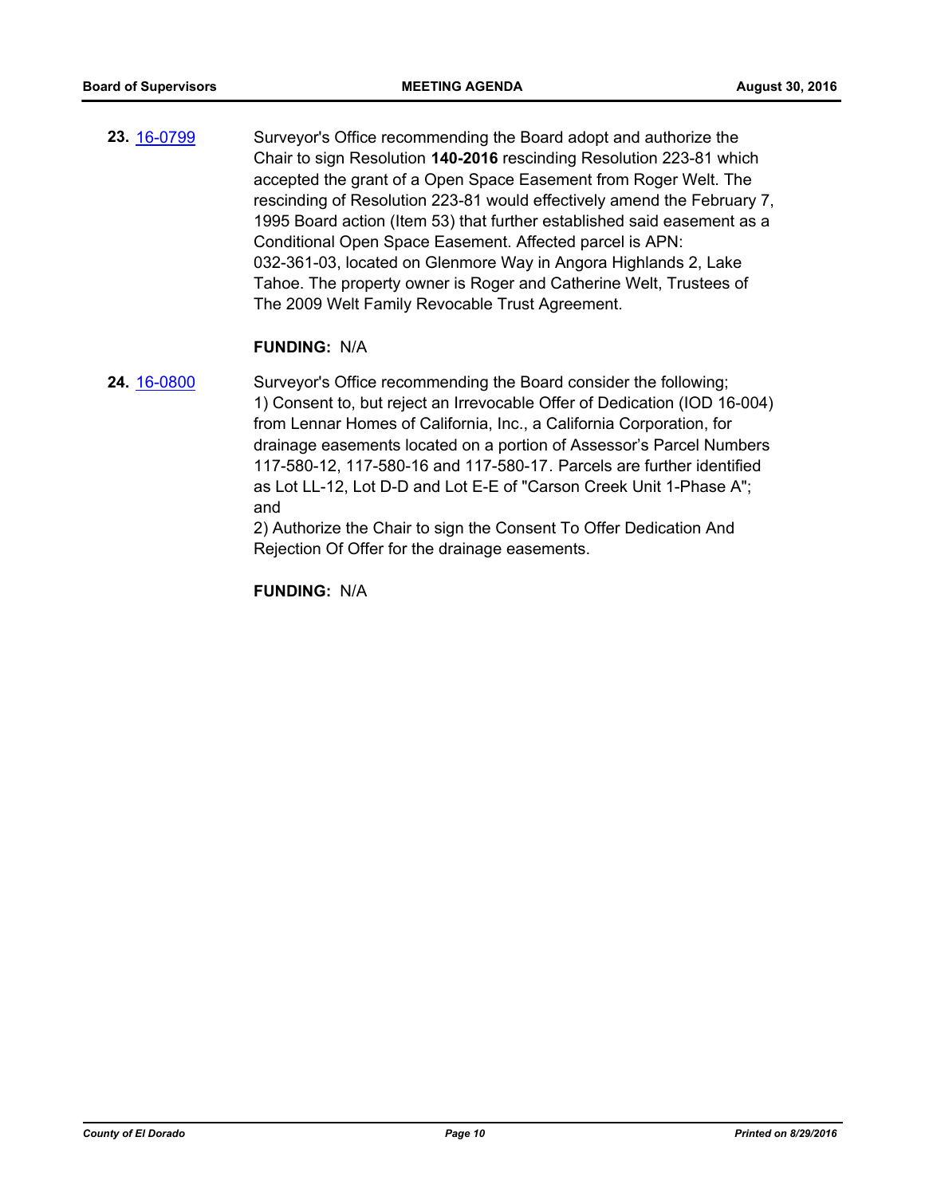**23.** [16-0799](16-0799) Surveyor's Office recommending the Board adopt and authorize the Chair to sign Resolution **140-2016** rescinding Resolution 223-81 which accepted the grant of a Open Space Easement from Roger Welt. The rescinding of Resolution 223-81 would effectively amend the February 7, 1995 Board action (Item 53) that further established said easement as a Conditional Open Space Easement. Affected parcel is APN: 032-361-03, located on Glenmore Way in Angora Highlands 2, Lake Tahoe. The property owner is Roger and Catherine Welt, Trustees of The 2009 Welt Family Revocable Trust Agreement.

**FUNDING:** N/A

**24.** [16-0800](16-0800) Surveyor's Office recommending the Board consider the following;
1) Consent to, but reject an Irrevocable Offer of Dedication (IOD 16-004) from Lennar Homes of California, Inc., a California Corporation, for drainage easements located on a portion of Assessor's Parcel Numbers 117-580-12, 117-580-16 and 117-580-17. Parcels are further identified as Lot LL-12, Lot D-D and Lot E-E of "Carson Creek Unit 1-Phase A"; and
2) Authorize the Chair to sign the Consent To Offer Dedication And Rejection Of Offer for the drainage easements.

**FUNDING:** N/A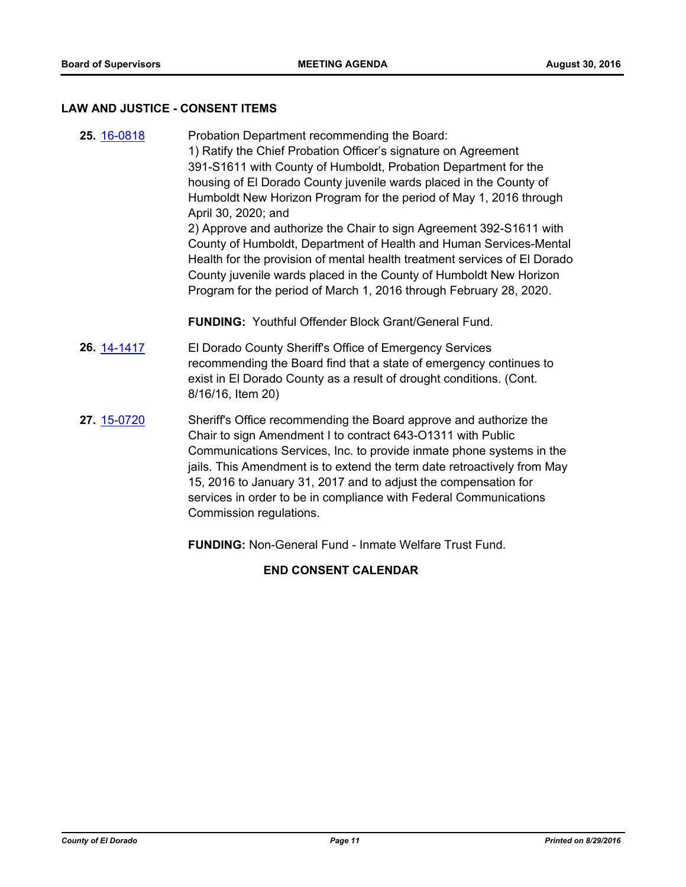## LAW AND JUSTICE - CONSENT ITEMS

**25.** 16-0818 Probation Department recommending the Board:
1) Ratify the Chief Probation Officer's signature on Agreement 391-S1611 with County of Humboldt, Probation Department for the housing of El Dorado County juvenile wards placed in the County of Humboldt New Horizon Program for the period of May 1, 2016 through April 30, 2020; and
2) Approve and authorize the Chair to sign Agreement 392-S1611 with County of Humboldt, Department of Health and Human Services-Mental Health for the provision of mental health treatment services of El Dorado County juvenile wards placed in the County of Humboldt New Horizon Program for the period of March 1, 2016 through February 28, 2020.

**FUNDING:** Youthful Offender Block Grant/General Fund.

**26.** 14-1417 El Dorado County Sheriff's Office of Emergency Services recommending the Board find that a state of emergency continues to exist in El Dorado County as a result of drought conditions. (Cont. 8/16/16, Item 20)

**27.** 15-0720 Sheriff's Office recommending the Board approve and authorize the Chair to sign Amendment I to contract 643-O1311 with Public Communications Services, Inc. to provide inmate phone systems in the jails. This Amendment is to extend the term date retroactively from May 15, 2016 to January 31, 2017 and to adjust the compensation for services in order to be in compliance with Federal Communications Commission regulations.

**FUNDING:** Non-General Fund - Inmate Welfare Trust Fund.

**END CONSENT CALENDAR**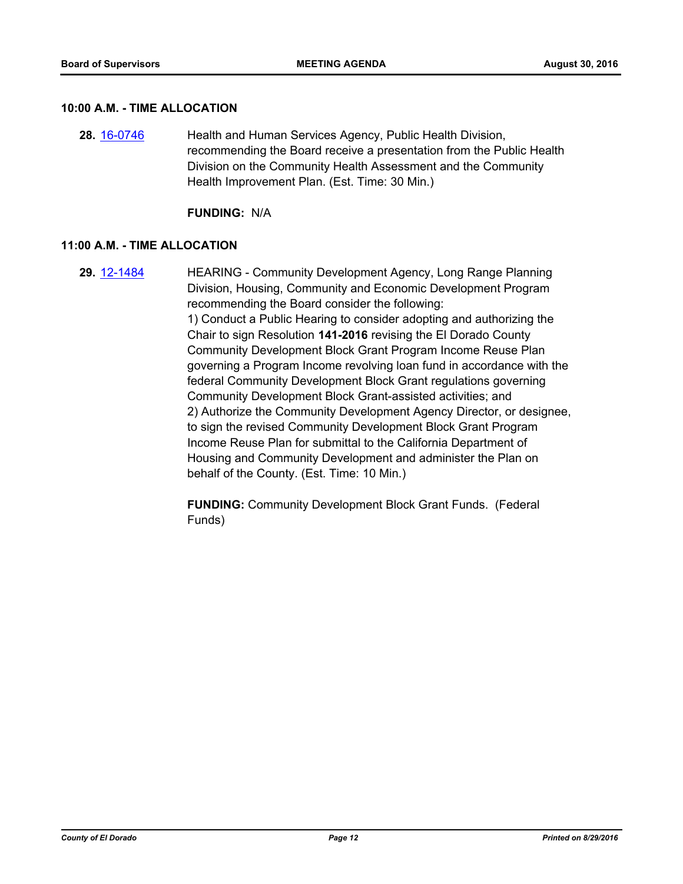### 10:00 A.M. - TIME ALLOCATION

**28.** [16-0746] Health and Human Services Agency, Public Health Division, recommending the Board receive a presentation from the Public Health Division on the Community Health Assessment and the Community Health Improvement Plan. (Est. Time: 30 Min.)

**FUNDING:** N/A

### 11:00 A.M. - TIME ALLOCATION

**29.** [12-1484] HEARING - Community Development Agency, Long Range Planning Division, Housing, Community and Economic Development Program recommending the Board consider the following:
1) Conduct a Public Hearing to consider adopting and authorizing the Chair to sign Resolution **141-2016** revising the El Dorado County Community Development Block Grant Program Income Reuse Plan governing a Program Income revolving loan fund in accordance with the federal Community Development Block Grant regulations governing Community Development Block Grant-assisted activities; and
2) Authorize the Community Development Agency Director, or designee, to sign the revised Community Development Block Grant Program Income Reuse Plan for submittal to the California Department of Housing and Community Development and administer the Plan on behalf of the County. (Est. Time: 10 Min.)

**FUNDING:** Community Development Block Grant Funds. (Federal Funds)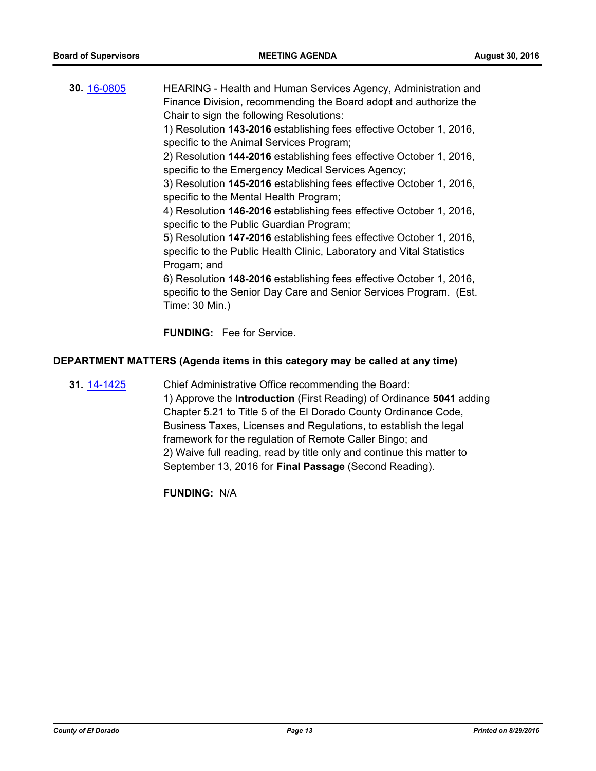**30.** 16-0805 HEARING - Health and Human Services Agency, Administration and Finance Division, recommending the Board adopt and authorize the Chair to sign the following Resolutions:

1) Resolution **143-2016** establishing fees effective October 1, 2016, specific to the Animal Services Program;
2) Resolution **144-2016** establishing fees effective October 1, 2016, specific to the Emergency Medical Services Agency;
3) Resolution **145-2016** establishing fees effective October 1, 2016, specific to the Mental Health Program;
4) Resolution **146-2016** establishing fees effective October 1, 2016, specific to the Public Guardian Program;
5) Resolution **147-2016** establishing fees effective October 1, 2016, specific to the Public Health Clinic, Laboratory and Vital Statistics Progam; and
6) Resolution **148-2016** establishing fees effective October 1, 2016, specific to the Senior Day Care and Senior Services Program. (Est. Time: 30 Min.)

**FUNDING:** Fee for Service.

## DEPARTMENT MATTERS (Agenda items in this category may be called at any time)

**31.** 14-1425 Chief Administrative Office recommending the Board:

1) Approve the **Introduction** (First Reading) of Ordinance **5041** adding Chapter 5.21 to Title 5 of the El Dorado County Ordinance Code, Business Taxes, Licenses and Regulations, to establish the legal framework for the regulation of Remote Caller Bingo; and
2) Waive full reading, read by title only and continue this matter to September 13, 2016 for **Final Passage** (Second Reading).

**FUNDING:** N/A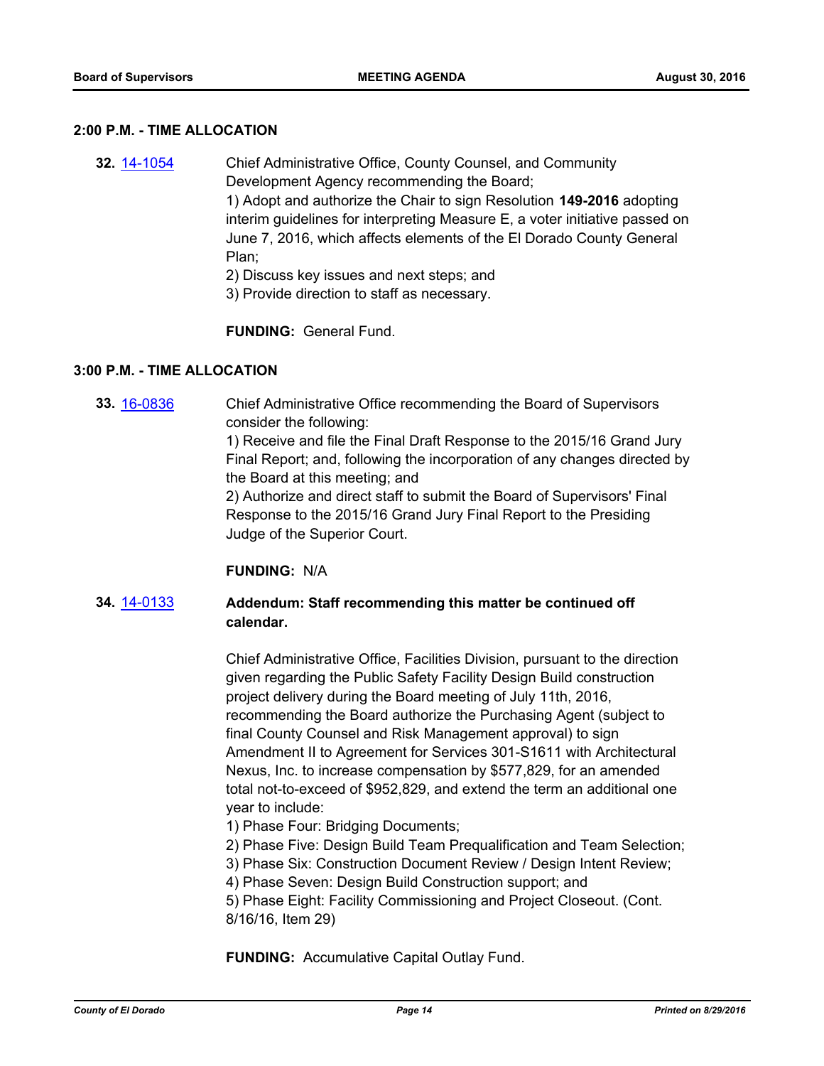## 2:00 P.M. - TIME ALLOCATION

**32.** [14-1054](14-1054)

Chief Administrative Office, County Counsel, and Community Development Agency recommending the Board;

1) Adopt and authorize the Chair to sign Resolution **149-2016** adopting interim guidelines for interpreting Measure E, a voter initiative passed on June 7, 2016, which affects elements of the El Dorado County General Plan;

2) Discuss key issues and next steps; and

3) Provide direction to staff as necessary.

**FUNDING:** General Fund.

## 3:00 P.M. - TIME ALLOCATION

**33.** [16-0836](16-0836)

Chief Administrative Office recommending the Board of Supervisors consider the following:

1) Receive and file the Final Draft Response to the 2015/16 Grand Jury Final Report; and, following the incorporation of any changes directed by the Board at this meeting; and

2) Authorize and direct staff to submit the Board of Supervisors' Final Response to the 2015/16 Grand Jury Final Report to the Presiding Judge of the Superior Court.

**FUNDING:** N/A

**34.** [14-0133](14-0133)

**Addendum: Staff recommending this matter be continued off calendar.**

Chief Administrative Office, Facilities Division, pursuant to the direction given regarding the Public Safety Facility Design Build construction project delivery during the Board meeting of July 11th, 2016, recommending the Board authorize the Purchasing Agent (subject to final County Counsel and Risk Management approval) to sign Amendment II to Agreement for Services 301-S1611 with Architectural Nexus, Inc. to increase compensation by $577,829, for an amended total not-to-exceed of $952,829, and extend the term an additional one year to include:

1) Phase Four: Bridging Documents;

2) Phase Five: Design Build Team Prequalification and Team Selection;

3) Phase Six: Construction Document Review / Design Intent Review;

4) Phase Seven: Design Build Construction support; and

5) Phase Eight: Facility Commissioning and Project Closeout. (Cont. 8/16/16, Item 29)

**FUNDING:** Accumulative Capital Outlay Fund.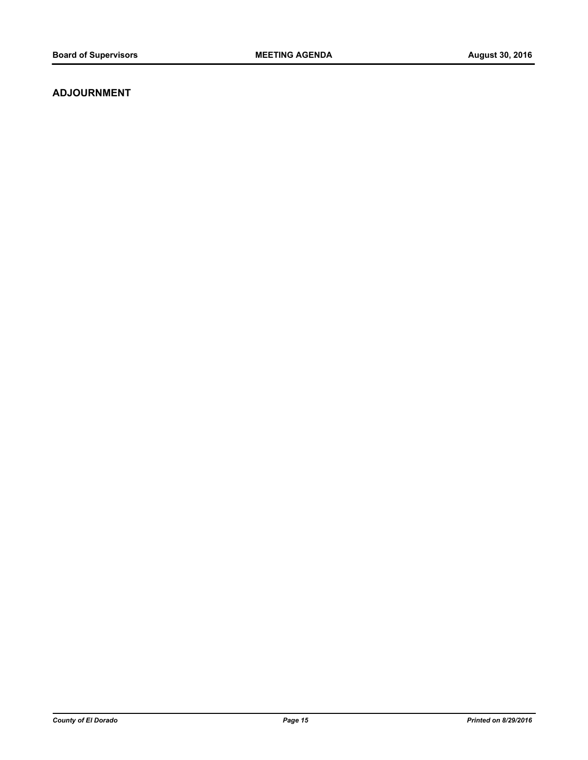## ADJOURNMENT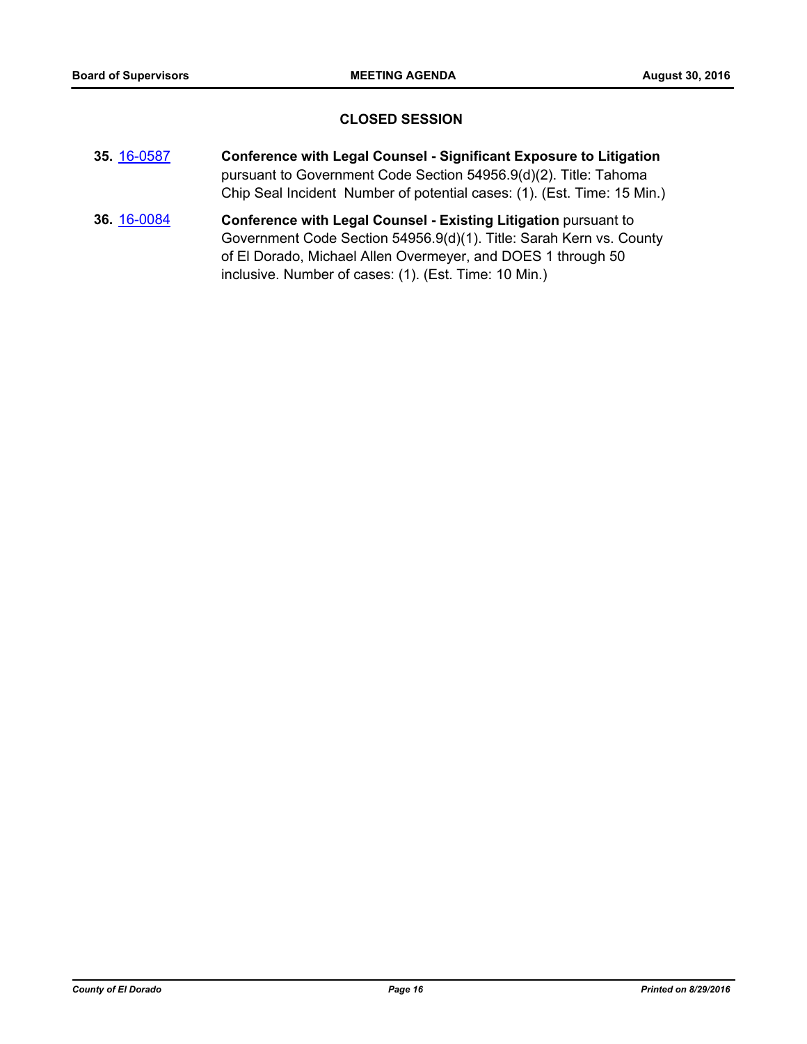## CLOSED SESSION

**35.** 16-0587 **Conference with Legal Counsel - Significant Exposure to Litigation** pursuant to Government Code Section 54956.9(d)(2). Title: Tahoma Chip Seal Incident Number of potential cases: (1). (Est. Time: 15 Min.)

**36.** 16-0084 **Conference with Legal Counsel - Existing Litigation** pursuant to Government Code Section 54956.9(d)(1). Title: Sarah Kern vs. County of El Dorado, Michael Allen Overmeyer, and DOES 1 through 50 inclusive. Number of cases: (1). (Est. Time: 10 Min.)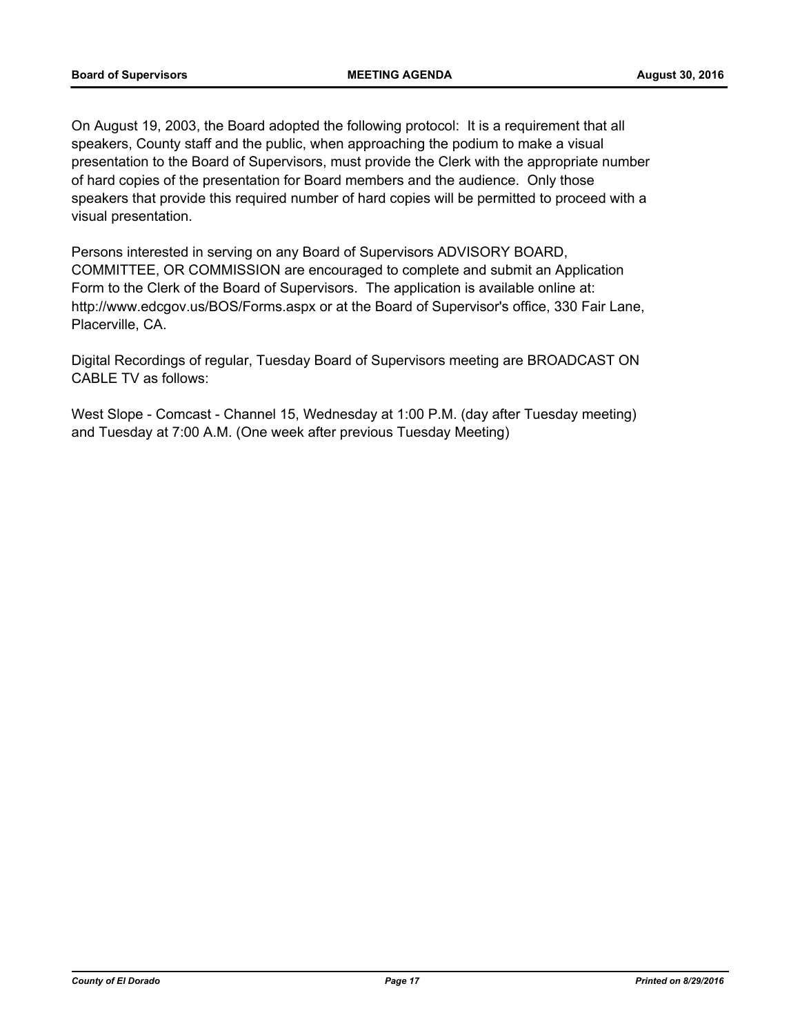On August 19, 2003, the Board adopted the following protocol: It is a requirement that all speakers, County staff and the public, when approaching the podium to make a visual presentation to the Board of Supervisors, must provide the Clerk with the appropriate number of hard copies of the presentation for Board members and the audience. Only those speakers that provide this required number of hard copies will be permitted to proceed with a visual presentation.

Persons interested in serving on any Board of Supervisors ADVISORY BOARD, COMMITTEE, OR COMMISSION are encouraged to complete and submit an Application Form to the Clerk of the Board of Supervisors. The application is available online at: http://www.edcgov.us/BOS/Forms.aspx or at the Board of Supervisor's office, 330 Fair Lane, Placerville, CA.

Digital Recordings of regular, Tuesday Board of Supervisors meeting are BROADCAST ON CABLE TV as follows:

West Slope - Comcast - Channel 15, Wednesday at 1:00 P.M. (day after Tuesday meeting) and Tuesday at 7:00 A.M. (One week after previous Tuesday Meeting)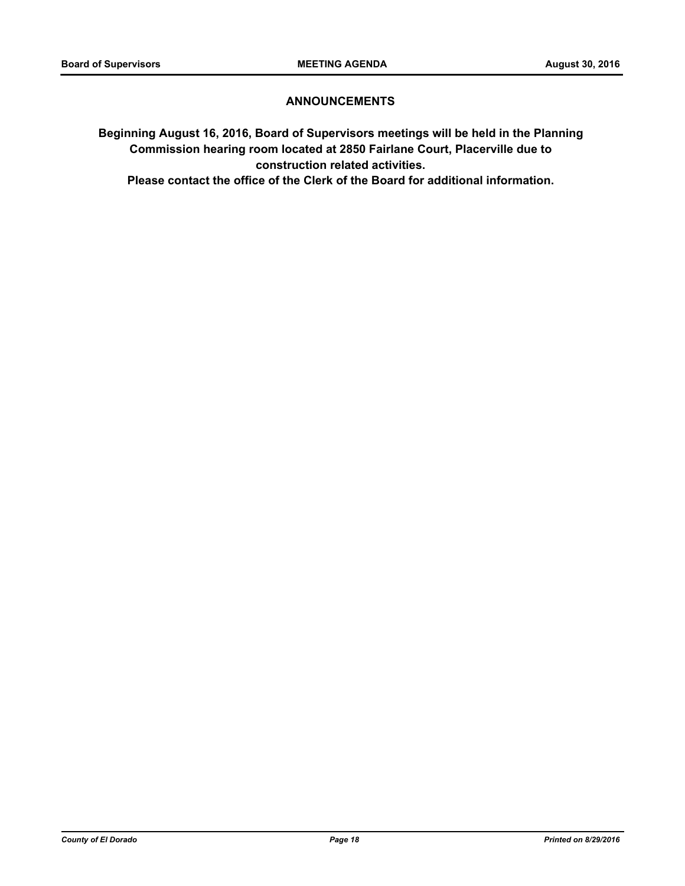## ANNOUNCEMENTS

**Beginning August 16, 2016, Board of Supervisors meetings will be held in the Planning Commission hearing room located at 2850 Fairlane Court, Placerville due to construction related activities.**

**Please contact the office of the Clerk of the Board for additional information.**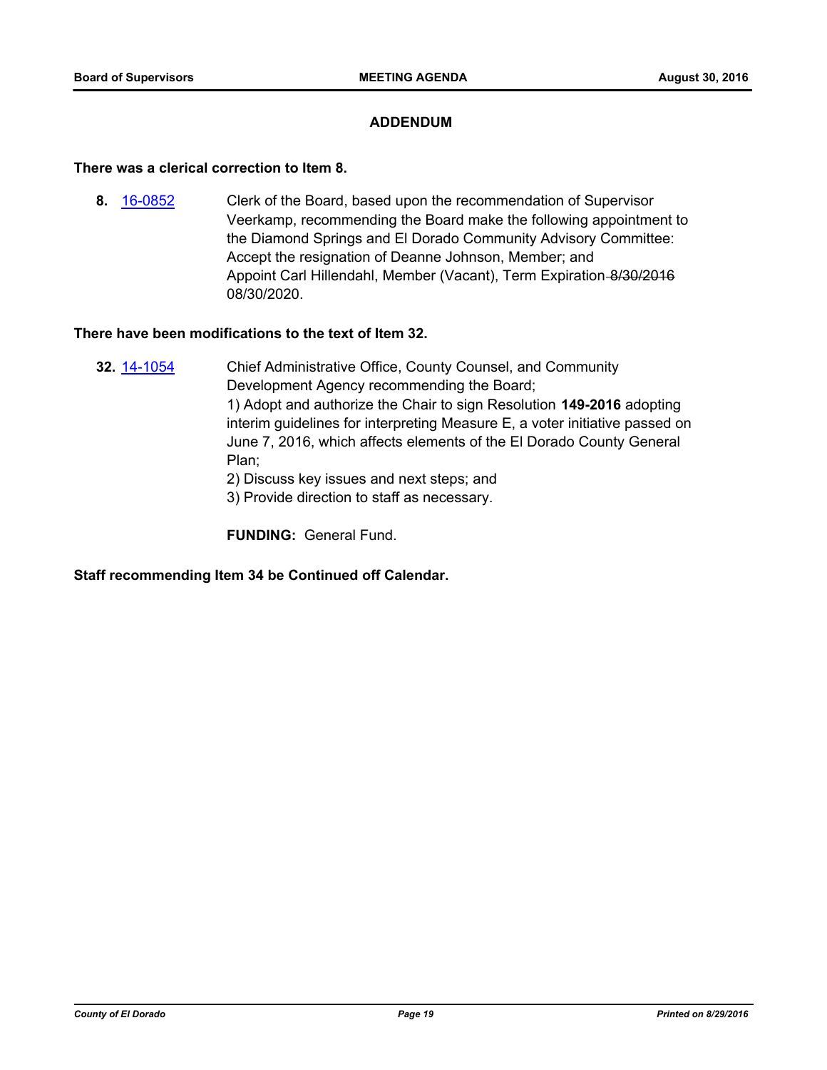## ADDENDUM

**There was a clerical correction to Item 8.**

**8.** 16-0852 Clerk of the Board, based upon the recommendation of Supervisor Veerkamp, recommending the Board make the following appointment to the Diamond Springs and El Dorado Community Advisory Committee: Accept the resignation of Deanne Johnson, Member; and Appoint Carl Hillendahl, Member (Vacant), Term Expiration ~~8/30/2016~~ 08/30/2020.

**There have been modifications to the text of Item 32.**

**32.** 14-1054 Chief Administrative Office, County Counsel, and Community Development Agency recommending the Board;
1) Adopt and authorize the Chair to sign Resolution **149-2016** adopting interim guidelines for interpreting Measure E, a voter initiative passed on June 7, 2016, which affects elements of the El Dorado County General Plan;
2) Discuss key issues and next steps; and
3) Provide direction to staff as necessary.

**FUNDING:** General Fund.

**Staff recommending Item 34 be Continued off Calendar.**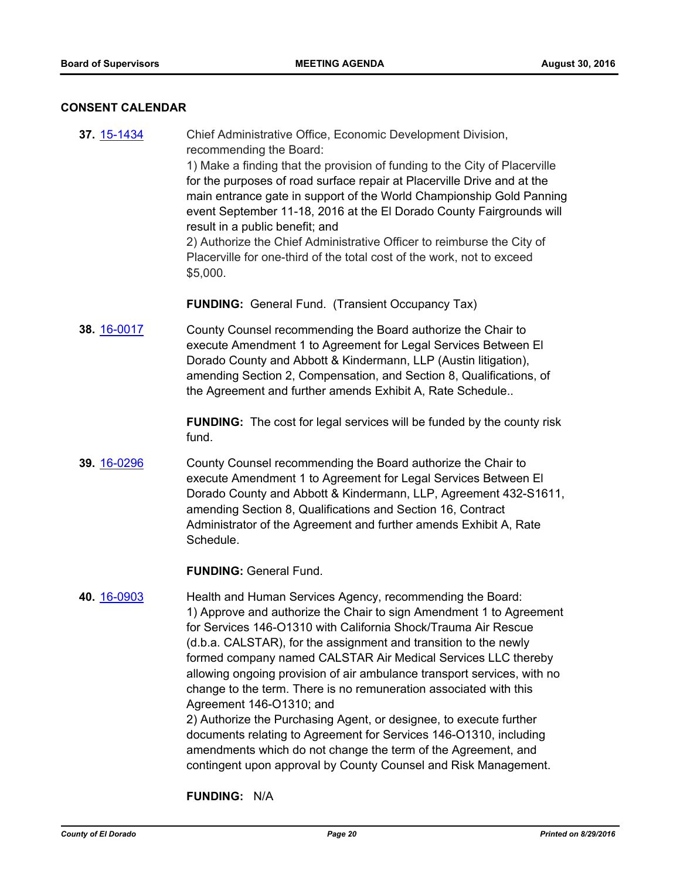## CONSENT CALENDAR

**37.** 15-1434 Chief Administrative Office, Economic Development Division, recommending the Board:

1) Make a finding that the provision of funding to the City of Placerville for the purposes of road surface repair at Placerville Drive and at the main entrance gate in support of the World Championship Gold Panning event September 11-18, 2016 at the El Dorado County Fairgrounds will result in a public benefit; and

2) Authorize the Chief Administrative Officer to reimburse the City of Placerville for one-third of the total cost of the work, not to exceed $5,000.

**FUNDING:** General Fund. (Transient Occupancy Tax)

**38.** 16-0017 County Counsel recommending the Board authorize the Chair to execute Amendment 1 to Agreement for Legal Services Between El Dorado County and Abbott & Kindermann, LLP (Austin litigation), amending Section 2, Compensation, and Section 8, Qualifications, of the Agreement and further amends Exhibit A, Rate Schedule..

**FUNDING:** The cost for legal services will be funded by the county risk fund.

**39.** 16-0296 County Counsel recommending the Board authorize the Chair to execute Amendment 1 to Agreement for Legal Services Between El Dorado County and Abbott & Kindermann, LLP, Agreement 432-S1611, amending Section 8, Qualifications and Section 16, Contract Administrator of the Agreement and further amends Exhibit A, Rate Schedule.

**FUNDING:** General Fund.

**40.** 16-0903 Health and Human Services Agency, recommending the Board:

1) Approve and authorize the Chair to sign Amendment 1 to Agreement for Services 146-O1310 with California Shock/Trauma Air Rescue (d.b.a. CALSTAR), for the assignment and transition to the newly formed company named CALSTAR Air Medical Services LLC thereby allowing ongoing provision of air ambulance transport services, with no change to the term. There is no remuneration associated with this Agreement 146-O1310; and

2) Authorize the Purchasing Agent, or designee, to execute further documents relating to Agreement for Services 146-O1310, including amendments which do not change the term of the Agreement, and contingent upon approval by County Counsel and Risk Management.

**FUNDING:** N/A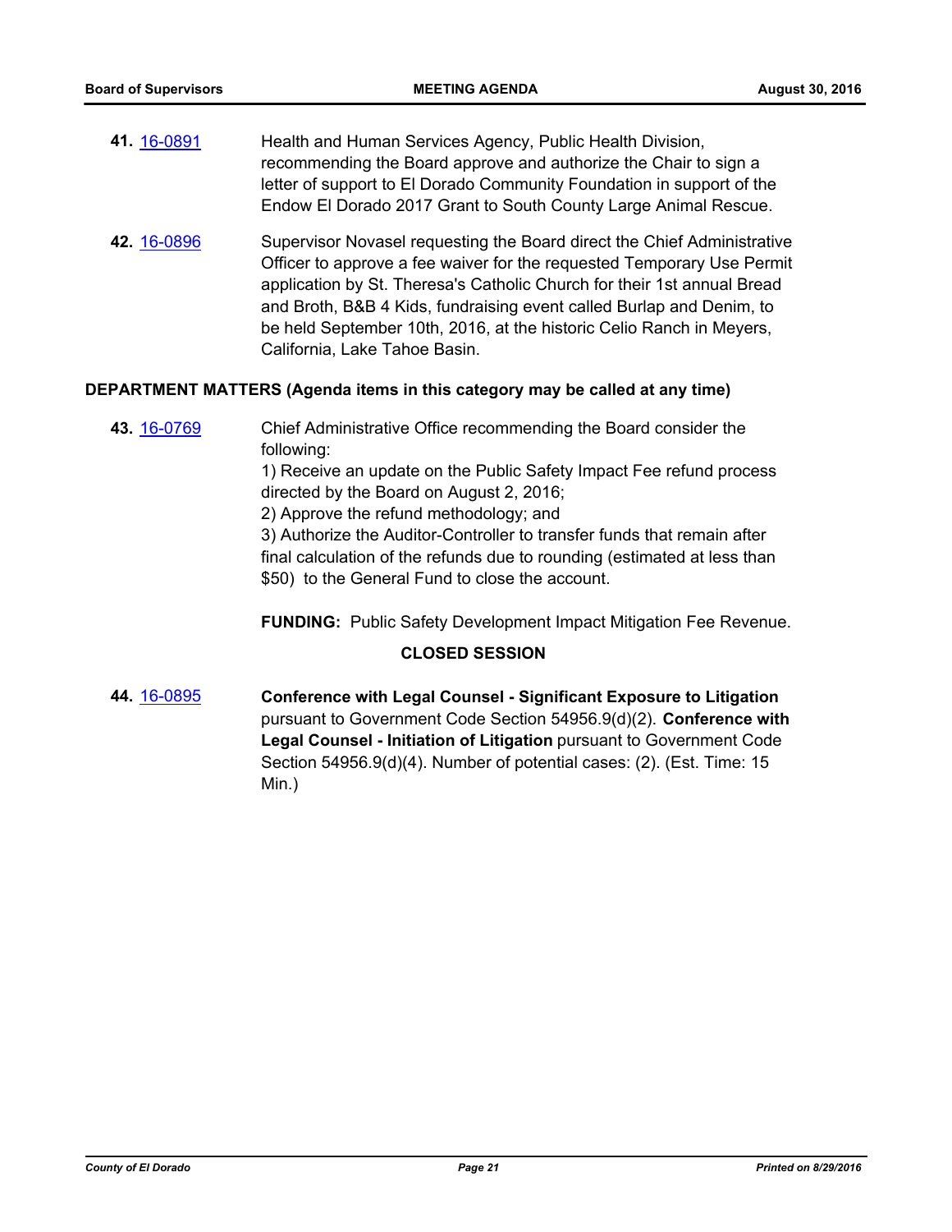**41.** 16-0891 Health and Human Services Agency, Public Health Division, recommending the Board approve and authorize the Chair to sign a letter of support to El Dorado Community Foundation in support of the Endow El Dorado 2017 Grant to South County Large Animal Rescue.

**42.** 16-0896 Supervisor Novasel requesting the Board direct the Chief Administrative Officer to approve a fee waiver for the requested Temporary Use Permit application by St. Theresa's Catholic Church for their 1st annual Bread and Broth, B&B 4 Kids, fundraising event called Burlap and Denim, to be held September 10th, 2016, at the historic Celio Ranch in Meyers, California, Lake Tahoe Basin.

## DEPARTMENT MATTERS (Agenda items in this category may be called at any time)

**43.** 16-0769 Chief Administrative Office recommending the Board consider the following:
1) Receive an update on the Public Safety Impact Fee refund process directed by the Board on August 2, 2016;
2) Approve the refund methodology; and
3) Authorize the Auditor-Controller to transfer funds that remain after final calculation of the refunds due to rounding (estimated at less than $50) to the General Fund to close the account.

**FUNDING:** Public Safety Development Impact Mitigation Fee Revenue.

## CLOSED SESSION

**44.** 16-0895 **Conference with Legal Counsel - Significant Exposure to Litigation** pursuant to Government Code Section 54956.9(d)(2). **Conference with Legal Counsel - Initiation of Litigation** pursuant to Government Code Section 54956.9(d)(4). Number of potential cases: (2). (Est. Time: 15 Min.)